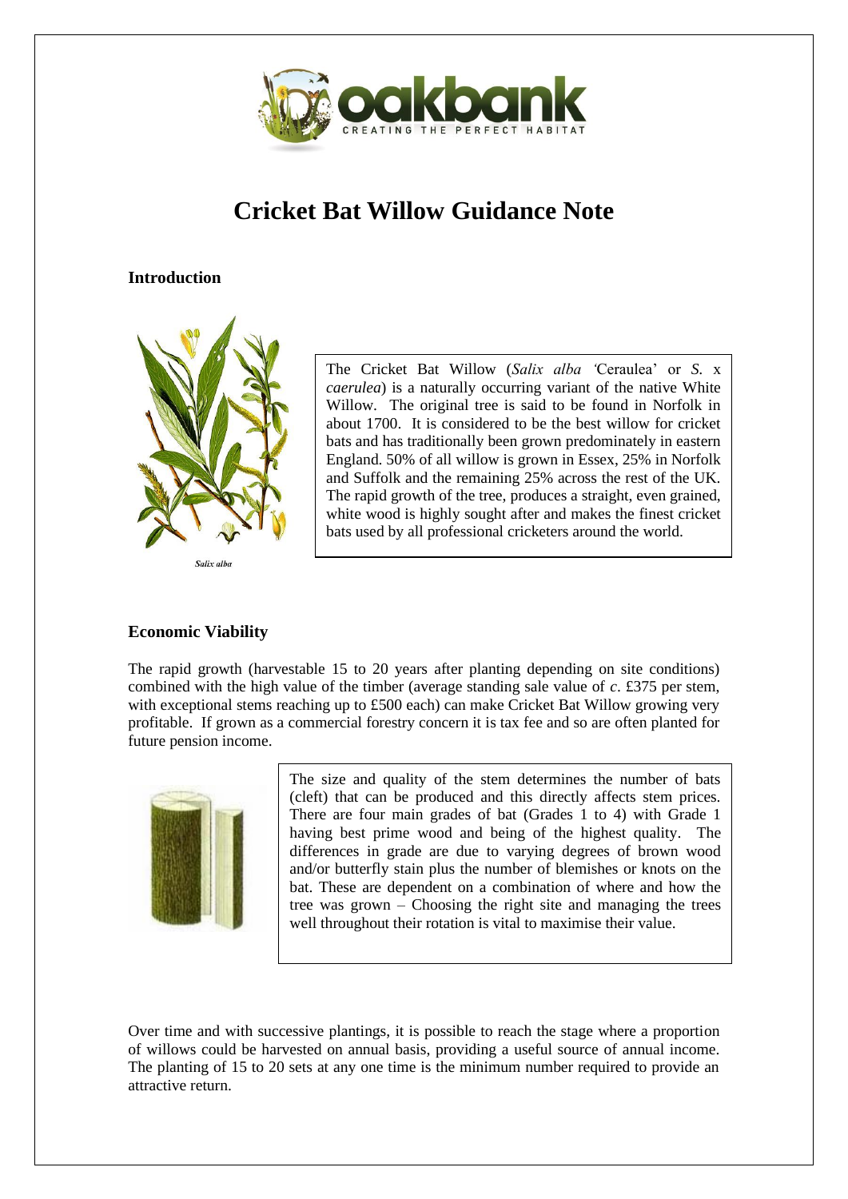# Cricket Bat Willow Guidance Note

## Introduction

*Salix alba*

The Cricket Bat Willow (*Salix alba* 'Ceraulea' or *S.* x *caerulea*) is a naturally occurring variant of the native White Willow. The original tree is said to be found in Norfolk in about 1700. It is considered to be the best willow for cricket bats and has traditionally been grown predominately in eastern England. 50% of all willow is grown in Essex, 25% in Norfolk and Suffolk and the remaining 25% across the rest of the UK. The rapid growth of the tree, produces a straight, even grained, white wood is highly sought after and makes the finest cricket bats used by all professional cricketers around the world.

## Economic Viability

The rapid growth (harvestable 15 to 20 years after planting depending on site conditions) combined with the high value of the timber (average standing sale value of *c*. £375 per stem, with exceptional stems reaching up to £500 each) can make Cricket Bat Willow growing very profitable. If grown as a commercial forestry concern it is tax fee and so are often planted for future pension income.

The size and quality of the stem determines the number of bats (cleft) that can be produced and this directly affects stem prices. There are four main grades of bat (Grades 1 to 4) with Grade 1 having best prime wood and being of the highest quality. The differences in grade are due to varying degrees of brown wood and/or butterfly stain plus the number of blemishes or knots on the bat. These are dependent on a combination of where and how the tree was grown – Choosing the right site and managing the trees well throughout their rotation is vital to maximise their value.

Over time and with successive plantings, it is possible to reach the stage where a proportion of willows could be harvested on annual basis, providing a useful source of annual income. The planting of 15 to 20 sets at any one time is the minimum number required to provide an attractive return.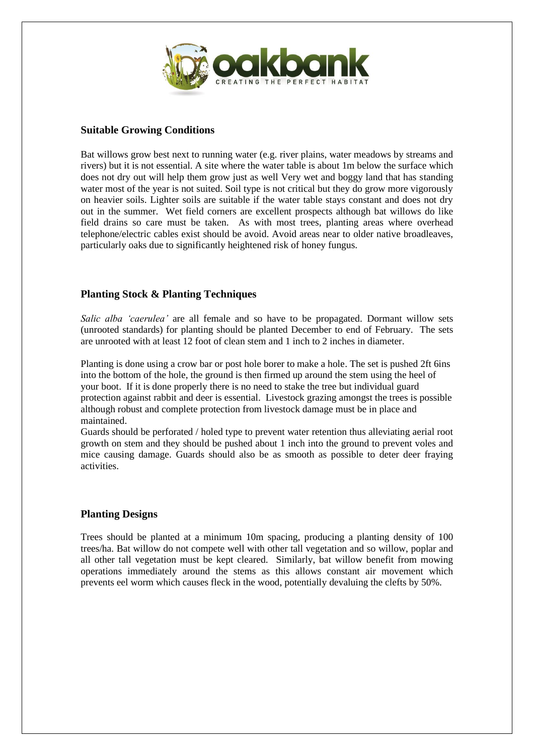## Suitable Growing Conditions

Bat willows grow best next to running water (e.g. river plains, water meadows by streams and rivers) but it is not essential. A site where the water table is about 1m below the surface which does not dry out will help them grow just as well Very wet and boggy land that has standing water most of the year is not suited. Soil type is not critical but they do grow more vigorously on heavier soils. Lighter soils are suitable if the water table stays constant and does not dry out in the summer. Wet field corners are excellent prospects although bat willows do like field drains so care must be taken. As with most trees, planting areas where overhead telephone/electric cables exist should be avoid. Avoid areas near to older native broadleaves, particularly oaks due to significantly heightened risk of honey fungus.

## Planting Stock & Planting Techniques

*Salic alba 'caerulea'* are all female and so have to be propagated. Dormant willow sets (unrooted standards) for planting should be planted December to end of February. The sets are unrooted with at least 12 foot of clean stem and 1 inch to 2 inches in diameter.

Planting is done using a crow bar or post hole borer to make a hole. The set is pushed 2ft 6ins into the bottom of the hole, the ground is then firmed up around the stem using the heel of your boot. If it is done properly there is no need to stake the tree but individual guard protection against rabbit and deer is essential. Livestock grazing amongst the trees is possible although robust and complete protection from livestock damage must be in place and maintained.

Guards should be perforated / holed type to prevent water retention thus alleviating aerial root growth on stem and they should be pushed about 1 inch into the ground to prevent voles and mice causing damage. Guards should also be as smooth as possible to deter deer fraying activities.

## Planting Designs

Trees should be planted at a minimum 10m spacing, producing a planting density of 100 trees/ha. Bat willow do not compete well with other tall vegetation and so willow, poplar and all other tall vegetation must be kept cleared. Similarly, bat willow benefit from mowing operations immediately around the stems as this allows constant air movement which prevents eel worm which causes fleck in the wood, potentially devaluing the clefts by 50%.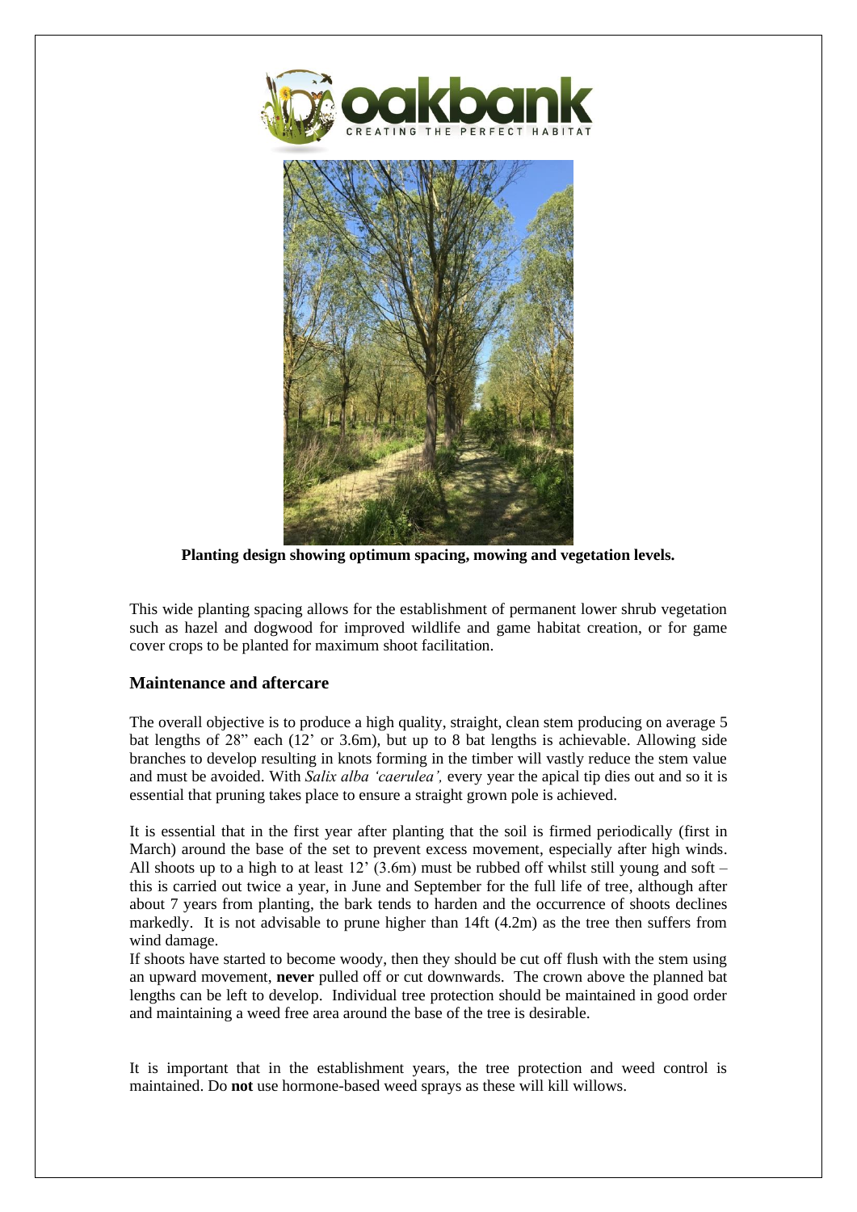**Planting design showing optimum spacing, mowing and vegetation levels.**

This wide planting spacing allows for the establishment of permanent lower shrub vegetation such as hazel and dogwood for improved wildlife and game habitat creation, or for game cover crops to be planted for maximum shoot facilitation.

### Maintenance and aftercare

The overall objective is to produce a high quality, straight, clean stem producing on average 5 bat lengths of 28" each (12' or 3.6m), but up to 8 bat lengths is achievable. Allowing side branches to develop resulting in knots forming in the timber will vastly reduce the stem value and must be avoided. With *Salix alba 'caerulea',* every year the apical tip dies out and so it is essential that pruning takes place to ensure a straight grown pole is achieved.

It is essential that in the first year after planting that the soil is firmed periodically (first in March) around the base of the set to prevent excess movement, especially after high winds. All shoots up to a high to at least 12' (3.6m) must be rubbed off whilst still young and soft – this is carried out twice a year, in June and September for the full life of tree, although after about 7 years from planting, the bark tends to harden and the occurrence of shoots declines markedly. It is not advisable to prune higher than 14ft (4.2m) as the tree then suffers from wind damage.

If shoots have started to become woody, then they should be cut off flush with the stem using an upward movement, **never** pulled off or cut downwards. The crown above the planned bat lengths can be left to develop. Individual tree protection should be maintained in good order and maintaining a weed free area around the base of the tree is desirable.

It is important that in the establishment years, the tree protection and weed control is maintained. Do **not** use hormone-based weed sprays as these will kill willows.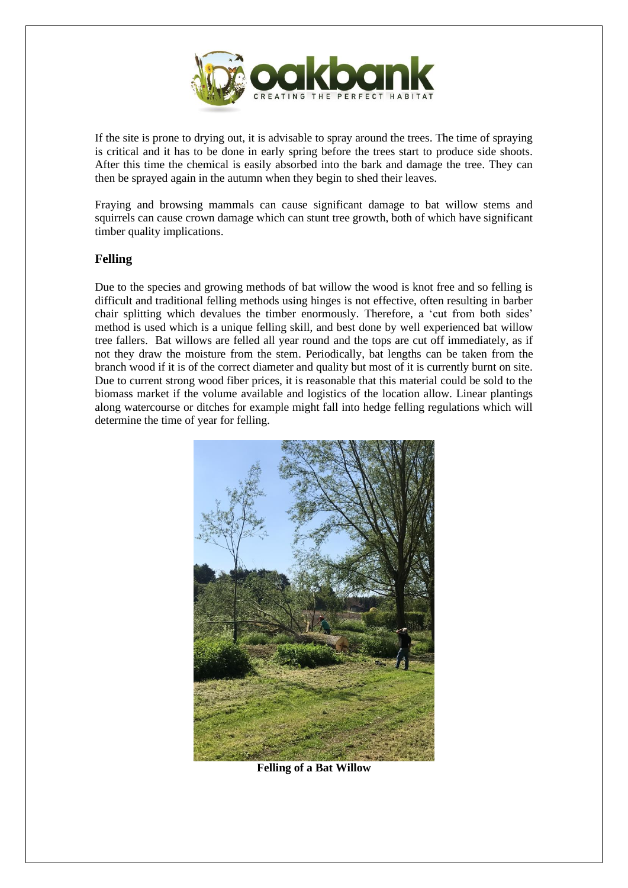If the site is prone to drying out, it is advisable to spray around the trees. The time of spraying is critical and it has to be done in early spring before the trees start to produce side shoots. After this time the chemical is easily absorbed into the bark and damage the tree. They can then be sprayed again in the autumn when they begin to shed their leaves.

Fraying and browsing mammals can cause significant damage to bat willow stems and squirrels can cause crown damage which can stunt tree growth, both of which have significant timber quality implications.

## Felling

Due to the species and growing methods of bat willow the wood is knot free and so felling is difficult and traditional felling methods using hinges is not effective, often resulting in barber chair splitting which devalues the timber enormously. Therefore, a 'cut from both sides' method is used which is a unique felling skill, and best done by well experienced bat willow tree fallers. Bat willows are felled all year round and the tops are cut off immediately, as if not they draw the moisture from the stem. Periodically, bat lengths can be taken from the branch wood if it is of the correct diameter and quality but most of it is currently burnt on site. Due to current strong wood fiber prices, it is reasonable that this material could be sold to the biomass market if the volume available and logistics of the location allow. Linear plantings along watercourse or ditches for example might fall into hedge felling regulations which will determine the time of year for felling.

**Felling of a Bat Willow**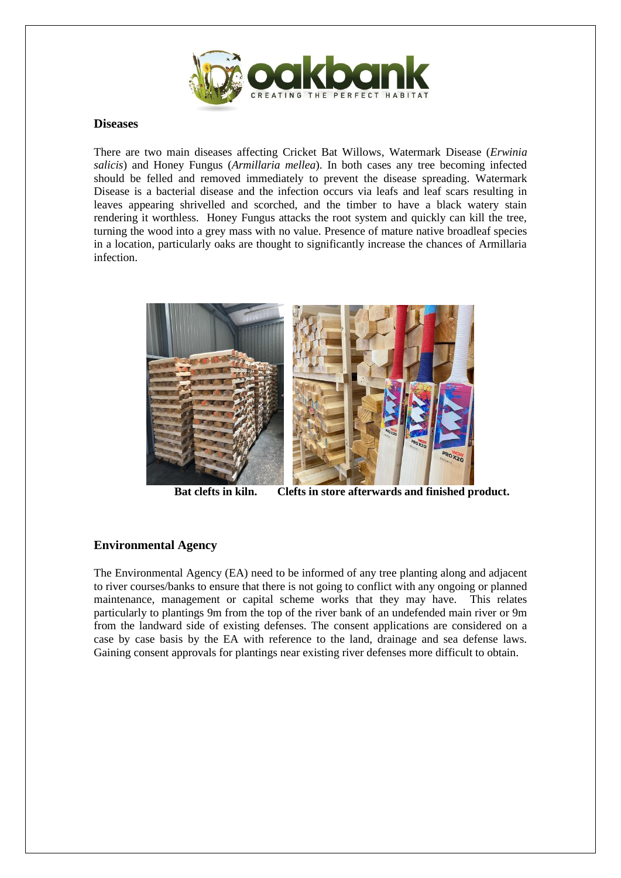## Diseases

There are two main diseases affecting Cricket Bat Willows, Watermark Disease (*Erwinia salicis*) and Honey Fungus (*Armillaria mellea*). In both cases any tree becoming infected should be felled and removed immediately to prevent the disease spreading. Watermark Disease is a bacterial disease and the infection occurs via leafs and leaf scars resulting in leaves appearing shrivelled and scorched, and the timber to have a black watery stain rendering it worthless. Honey Fungus attacks the root system and quickly can kill the tree, turning the wood into a grey mass with no value. Presence of mature native broadleaf species in a location, particularly oaks are thought to significantly increase the chances of Armillaria infection.

**Bat clefts in kiln. Clefts in store afterwards and finished product.**

## Environmental Agency

The Environmental Agency (EA) need to be informed of any tree planting along and adjacent to river courses/banks to ensure that there is not going to conflict with any ongoing or planned maintenance, management or capital scheme works that they may have. This relates particularly to plantings 9m from the top of the river bank of an undefended main river or 9m from the landward side of existing defenses. The consent applications are considered on a case by case basis by the EA with reference to the land, drainage and sea defense laws. Gaining consent approvals for plantings near existing river defenses more difficult to obtain.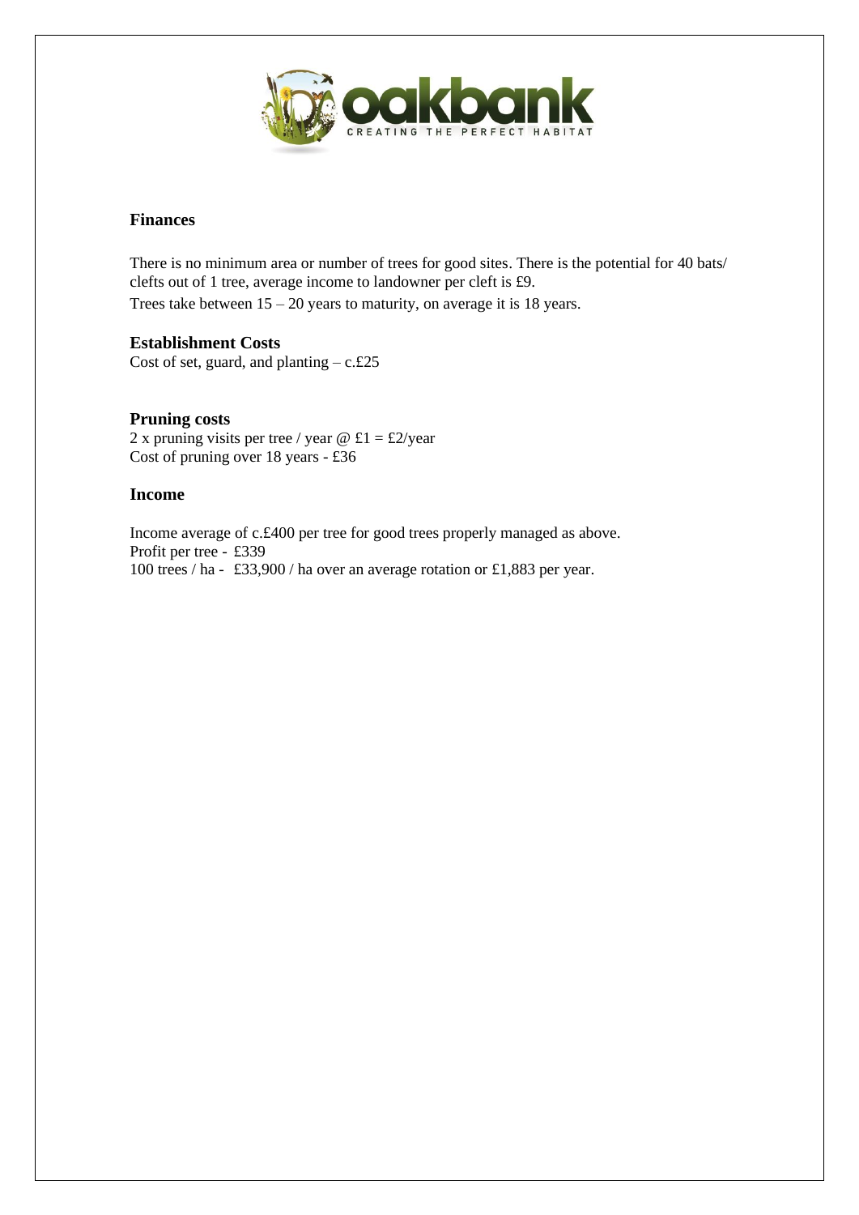## Finances

There is no minimum area or number of trees for good sites. There is the potential for 40 bats/ clefts out of 1 tree, average income to landowner per cleft is £9.
Trees take between 15 – 20 years to maturity, on average it is 18 years.

### Establishment Costs

Cost of set, guard, and planting – c.£25

### Pruning costs

2 x pruning visits per tree / year @ £1 = £2/year
Cost of pruning over 18 years - £36

### Income

Income average of c.£400 per tree for good trees properly managed as above.
Profit per tree - £339
100 trees / ha - £33,900 / ha over an average rotation or £1,883 per year.